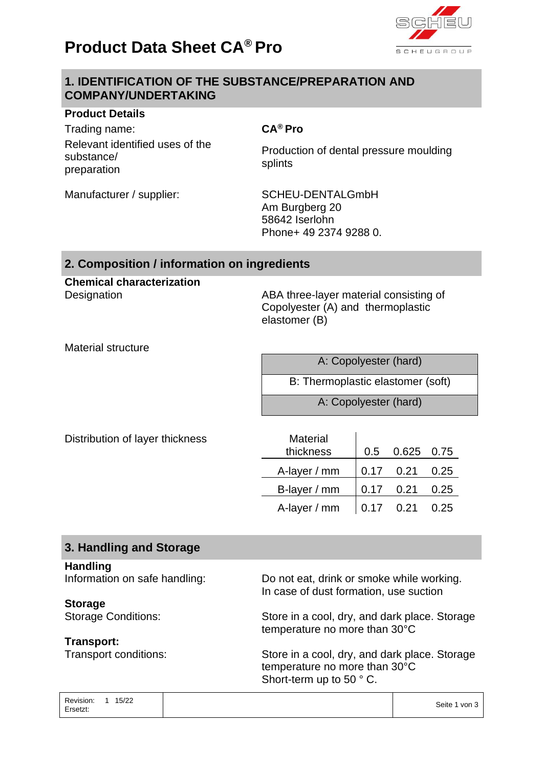# Product Data Sheet CA® Pro

## 1. IDENTIFICATION OF THE SUBSTANCE/PREPARATION AND COMPANY/UNDERTAKING

**Product Details**

| | |
|---|---|
| Trading name: | **CA® Pro** |
| Relevant identified uses of the substance/ preparation | Production of dental pressure moulding splints |
| Manufacturer / supplier: | SCHEU-DENTALGmbH<br>Am Burgberg 20<br>58642 Iserlohn<br>Phone+ 49 2374 9288 0. |

## 2. Composition / information on ingredients

**Chemical characterization**

Designation: ABA three-layer material consisting of Copolyester (A) and thermoplastic elastomer (B)

Material structure:

| A: Copolyester (hard) |
|---|
| B: Thermoplastic elastomer (soft) |
| A: Copolyester (hard) |

Distribution of layer thickness:

| Material thickness | 0.5 | 0.625 | 0.75 |
|---|---|---|---|
| A-layer / mm | 0.17 | 0.21 | 0.25 |
| B-layer / mm | 0.17 | 0.21 | 0.25 |
| A-layer / mm | 0.17 | 0.21 | 0.25 |

## 3. Handling and Storage

**Handling**

Information on safe handling: Do not eat, drink or smoke while working. In case of dust formation, use suction

**Storage**

Storage Conditions: Store in a cool, dry, and dark place. Storage temperature no more than 30°C

**Transport:**

Transport conditions: Store in a cool, dry, and dark place. Storage temperature no more than 30°C
Short-term up to 50 ° C.

Revision: 1 15/22
Ersetzt: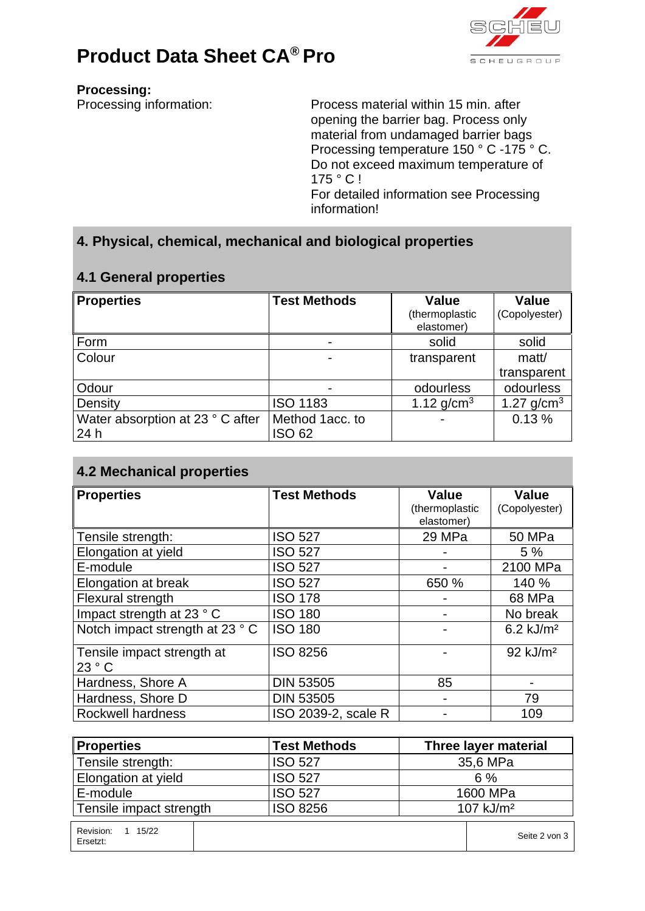# Product Data Sheet CA® Pro

**Processing:**

Processing information:

Process material within 15 min. after opening the barrier bag. Process only material from undamaged barrier bags
Processing temperature 150 ° C -175 ° C.
Do not exceed maximum temperature of 175 ° C !
For detailed information see Processing information!

## 4. Physical, chemical, mechanical and biological properties

### 4.1 General properties

| Properties | Test Methods | Value (thermoplastic elastomer) | Value (Copolyester) |
|---|---|---|---|
| Form | - | solid | solid |
| Colour | - | transparent | matt/ transparent |
| Odour | - | odourless | odourless |
| Density | ISO 1183 | 1.12 g/cm³ | 1.27 g/cm³ |
| Water absorption at 23 ° C after 24 h | Method 1acc. to ISO 62 | - | 0.13 % |

### 4.2 Mechanical properties

| Properties | Test Methods | Value (thermoplastic elastomer) | Value (Copolyester) |
|---|---|---|---|
| Tensile strength: | ISO 527 | 29 MPa | 50 MPa |
| Elongation at yield | ISO 527 | - | 5 % |
| E-module | ISO 527 | - | 2100 MPa |
| Elongation at break | ISO 527 | 650 % | 140 % |
| Flexural strength | ISO 178 | - | 68 MPa |
| Impact strength at 23 ° C | ISO 180 | - | No break |
| Notch impact strength at 23 ° C | ISO 180 | - | 6.2 kJ/m² |
| Tensile impact strength at 23 ° C | ISO 8256 | - | 92 kJ/m² |
| Hardness, Shore A | DIN 53505 | 85 | - |
| Hardness, Shore D | DIN 53505 | - | 79 |
| Rockwell hardness | ISO 2039-2, scale R | - | 109 |

| Properties | Test Methods | Three layer material |
|---|---|---|
| Tensile strength: | ISO 527 | 35,6 MPa |
| Elongation at yield | ISO 527 | 6 % |
| E-module | ISO 527 | 1600 MPa |
| Tensile impact strength | ISO 8256 | 107 kJ/m² |

Revision: 1 15/22
Ersetzt: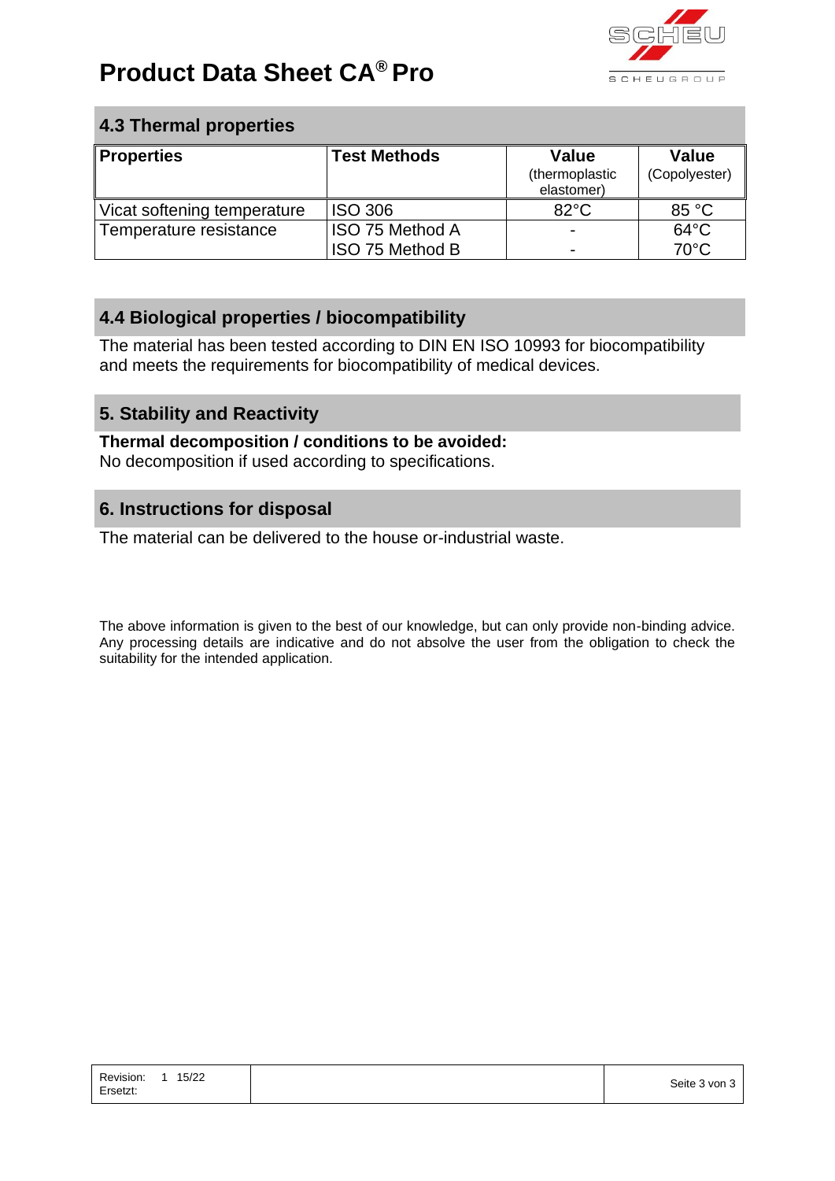# Product Data Sheet CA® Pro

## 4.3 Thermal properties

| Properties | Test Methods | Value (thermoplastic elastomer) | Value (Copolyester) |
|---|---|---|---|
| Vicat softening temperature | ISO 306 | 82°C | 85 °C |
| Temperature resistance | ISO 75 Method A | - | 64°C |
| | ISO 75 Method B | - | 70°C |

## 4.4 Biological properties / biocompatibility

The material has been tested according to DIN EN ISO 10993 for biocompatibility and meets the requirements for biocompatibility of medical devices.

## 5. Stability and Reactivity

**Thermal decomposition / conditions to be avoided:**
No decomposition if used according to specifications.

## 6. Instructions for disposal

The material can be delivered to the house or-industrial waste.

The above information is given to the best of our knowledge, but can only provide non-binding advice. Any processing details are indicative and do not absolve the user from the obligation to check the suitability for the intended application.

Revision: 1 15/22
Ersetzt: